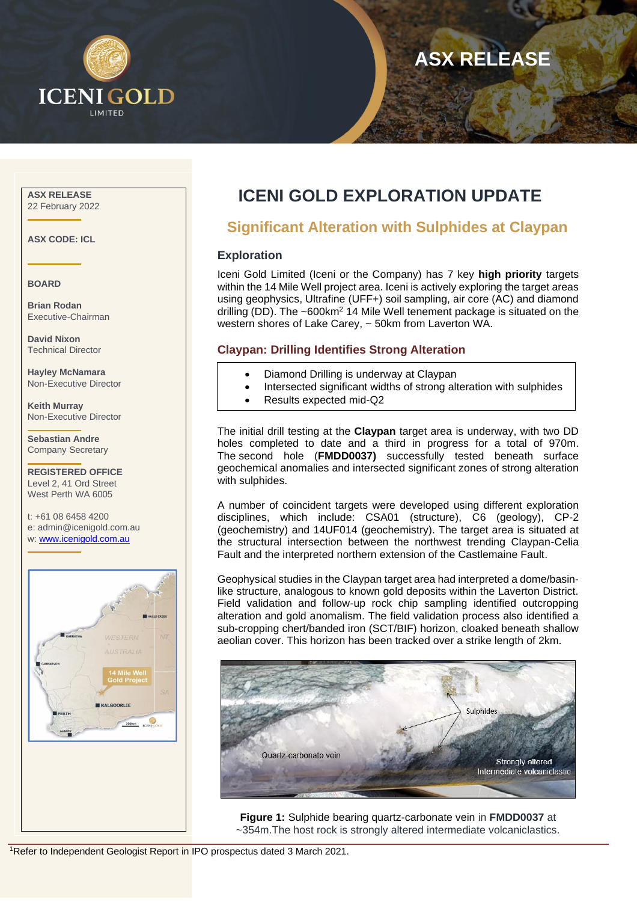# ICENI GOLD LIMITED

ASX RELEASE

ASX RELEASE
22 February 2022

ASX CODE: ICL

BOARD

**Brian Rodan**
Executive-Chairman

**David Nixon**
Technical Director

**Hayley McNamara**
Non-Executive Director

**Keith Murray**
Non-Executive Director

**Sebastian Andre**
Company Secretary

**REGISTERED OFFICE**
Level 2, 41 Ord Street
West Perth WA 6005

t: +61 08 6458 4200
e: admin@icenigold.com.au
w: www.icenigold.com.au

# ICENI GOLD EXPLORATION UPDATE

## Significant Alteration with Sulphides at Claypan

### Exploration

Iceni Gold Limited (Iceni or the Company) has 7 key **high priority** targets within the 14 Mile Well project area. Iceni is actively exploring the target areas using geophysics, Ultrafine (UFF+) soil sampling, air core (AC) and diamond drilling (DD). The ~600km$^2$ 14 Mile Well tenement package is situated on the western shores of Lake Carey, ~ 50km from Laverton WA.

### Claypan: Drilling Identifies Strong Alteration

- Diamond Drilling is underway at Claypan
- Intersected significant widths of strong alteration with sulphides
- Results expected mid-Q2

The initial drill testing at the **Claypan** target area is underway, with two DD holes completed to date and a third in progress for a total of 970m. The second hole (**FMDD0037)** successfully tested beneath surface geochemical anomalies and intersected significant zones of strong alteration with sulphides.

A number of coincident targets were developed using different exploration disciplines, which include: CSA01 (structure), C6 (geology), CP-2 (geochemistry) and 14UF014 (geochemistry). The target area is situated at the structural intersection between the northwest trending Claypan-Celia Fault and the interpreted northern extension of the Castlemaine Fault.

Geophysical studies in the Claypan target area had interpreted a dome/basin-like structure, analogous to known gold deposits within the Laverton District. Field validation and follow-up rock chip sampling identified outcropping alteration and gold anomalism. The field validation process also identified a sub-cropping chert/banded iron (SCT/BIF) horizon, cloaked beneath shallow aeolian cover. This horizon has been tracked over a strike length of 2km.

**Figure 1:** Sulphide bearing quartz-carbonate vein in **FMDD0037** at ~354m.The host rock is strongly altered intermediate volcaniclastics.

[1]Refer to Independent Geologist Report in IPO prospectus dated 3 March 2021.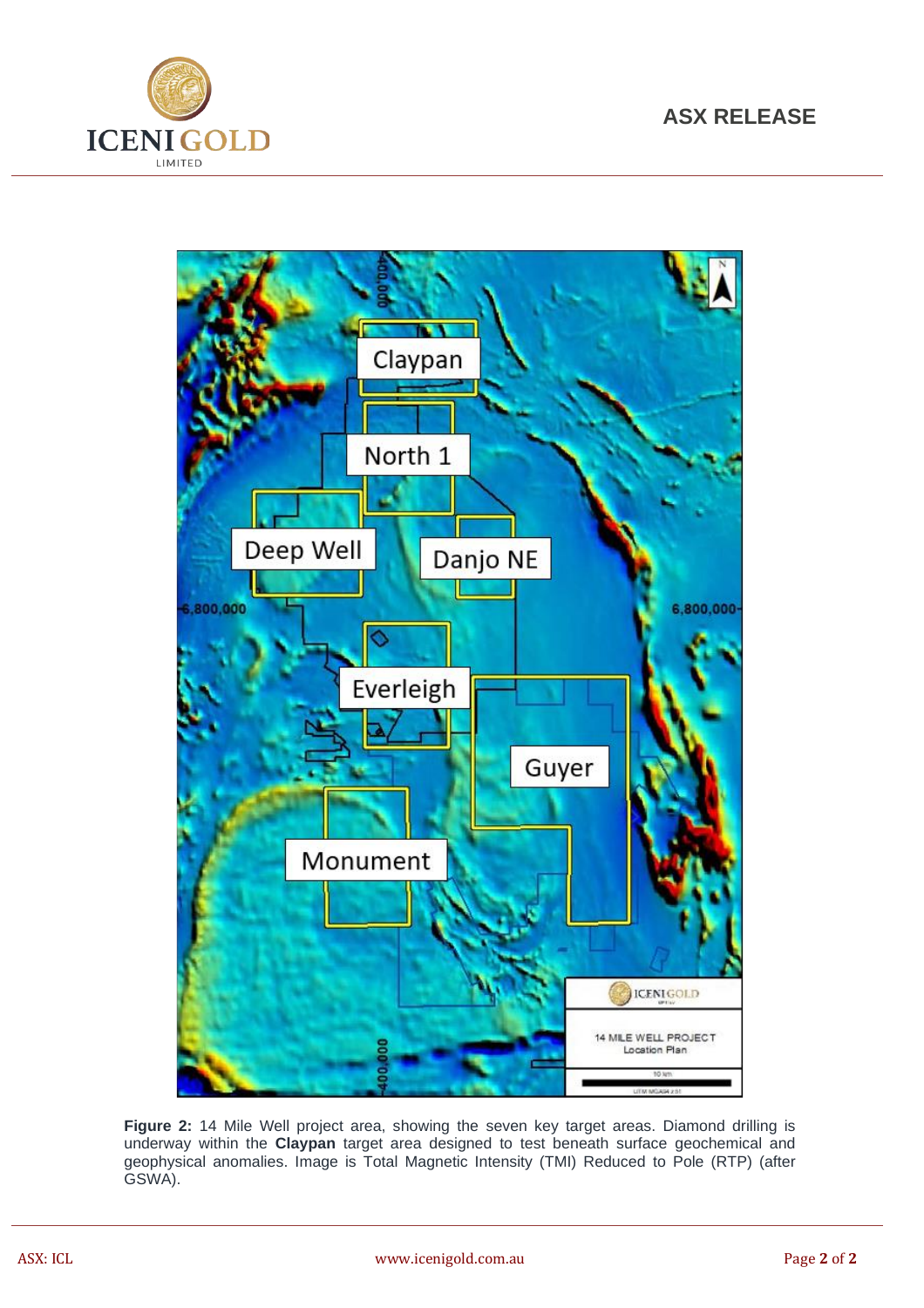**Figure 2:** 14 Mile Well project area, showing the seven key target areas. Diamond drilling is underway within the **Claypan** target area designed to test beneath surface geochemical and geophysical anomalies. Image is Total Magnetic Intensity (TMI) Reduced to Pole (RTP) (after GSWA).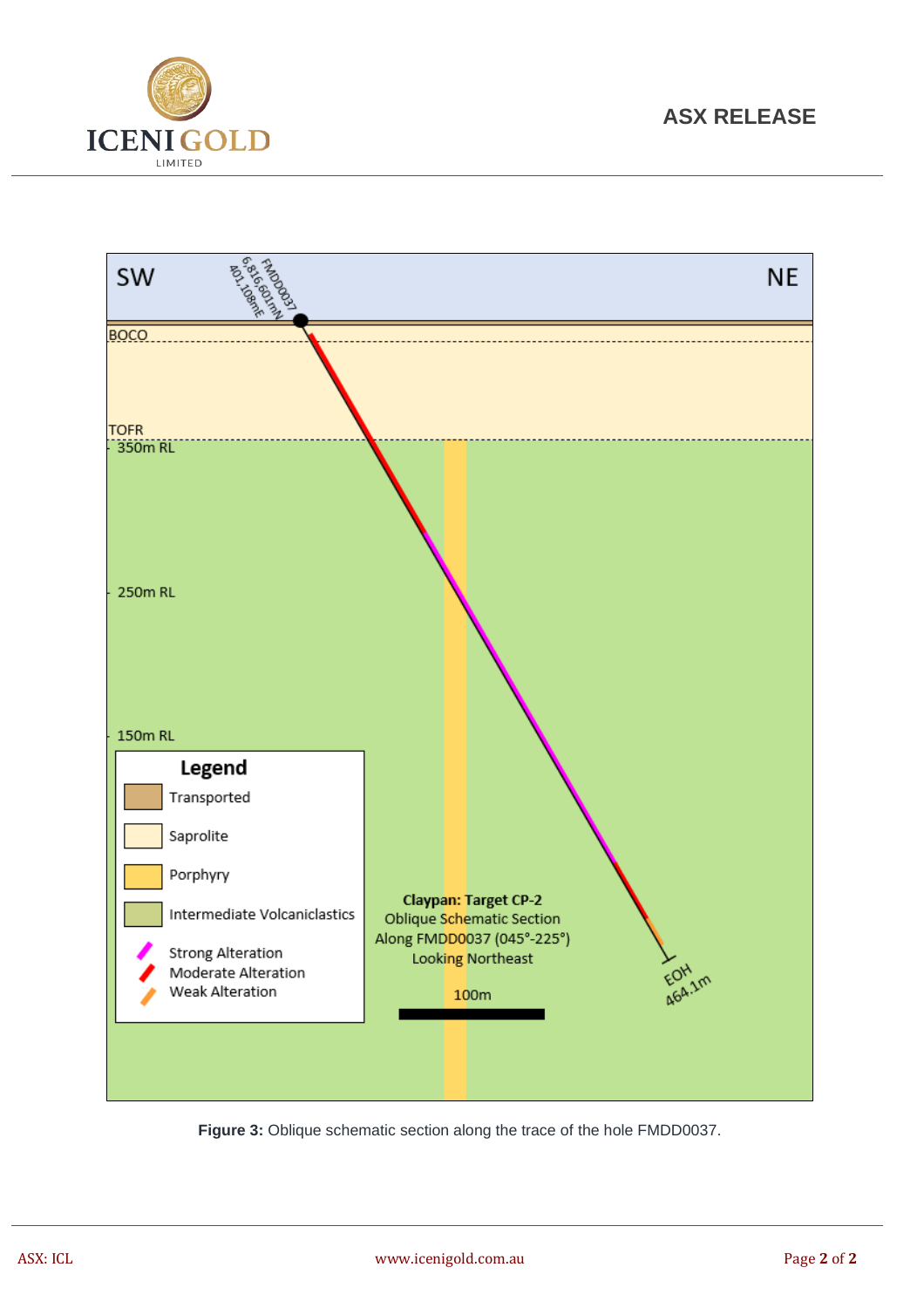| SW | | NE |
|---|---|---|

FMDD0037
6,816,601mN
401,108mE

BOCO

TOFR

350m RL

250m RL

150m RL

**Legend**

- Transported
- Saprolite
- Porphyry
- Intermediate Volcaniclastics
- Strong Alteration
- Moderate Alteration
- Weak Alteration

**Claypan: Target CP-2**
Oblique Schematic Section
Along FMDD0037 (045°-225°)
Looking Northeast

100m

EOH
464.1m

**Figure 3:** Oblique schematic section along the trace of the hole FMDD0037.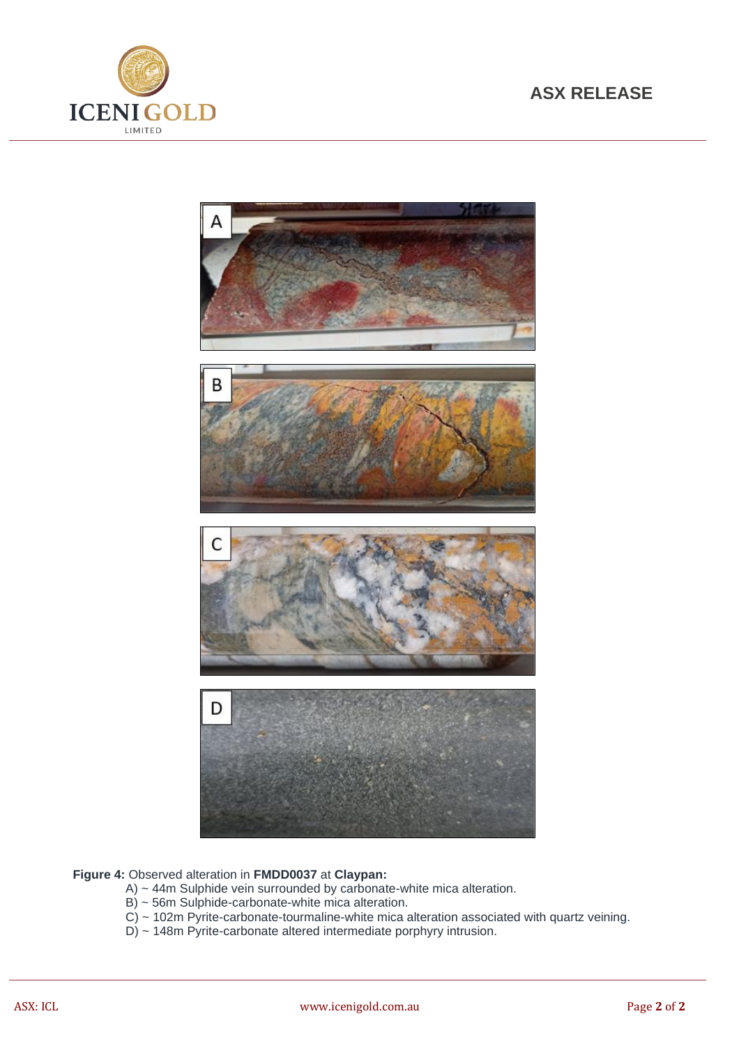**Figure 4:** Observed alteration in **FMDD0037** at **Claypan:**

A) ~ 44m Sulphide vein surrounded by carbonate-white mica alteration.
B) ~ 56m Sulphide-carbonate-white mica alteration.
C) ~ 102m Pyrite-carbonate-tourmaline-white mica alteration associated with quartz veining.
D) ~ 148m Pyrite-carbonate altered intermediate porphyry intrusion.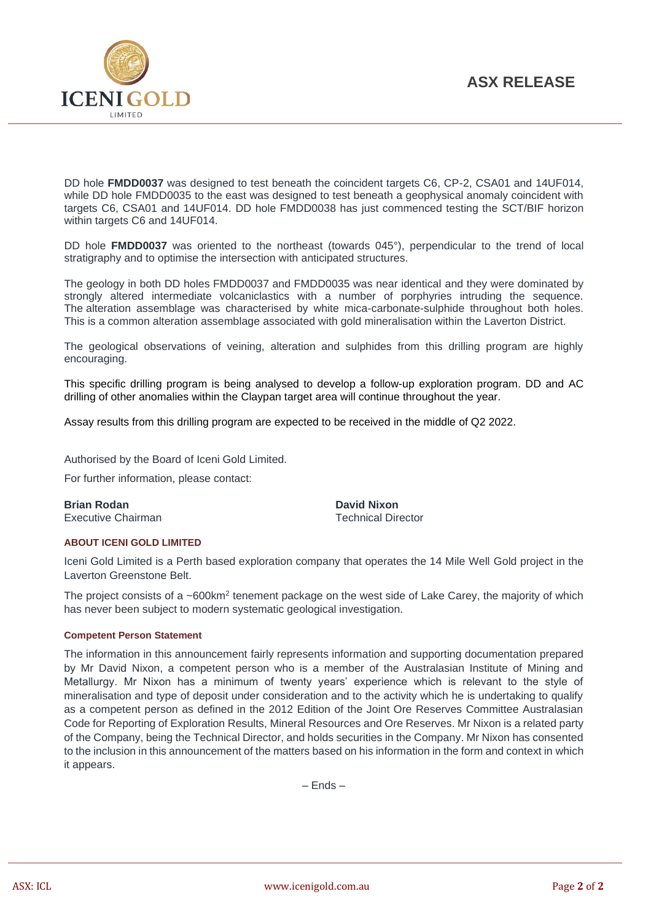DD hole **FMDD0037** was designed to test beneath the coincident targets C6, CP-2, CSA01 and 14UF014, while DD hole FMDD0035 to the east was designed to test beneath a geophysical anomaly coincident with targets C6, CSA01 and 14UF014. DD hole FMDD0038 has just commenced testing the SCT/BIF horizon within targets C6 and 14UF014.

DD hole **FMDD0037** was oriented to the northeast (towards 045°), perpendicular to the trend of local stratigraphy and to optimise the intersection with anticipated structures.

The geology in both DD holes FMDD0037 and FMDD0035 was near identical and they were dominated by strongly altered intermediate volcaniclastics with a number of porphyries intruding the sequence. The alteration assemblage was characterised by white mica-carbonate-sulphide throughout both holes. This is a common alteration assemblage associated with gold mineralisation within the Laverton District.

The geological observations of veining, alteration and sulphides from this drilling program are highly encouraging.

This specific drilling program is being analysed to develop a follow-up exploration program. DD and AC drilling of other anomalies within the Claypan target area will continue throughout the year.

Assay results from this drilling program are expected to be received in the middle of Q2 2022.

Authorised by the Board of Iceni Gold Limited.

For further information, please contact:

**Brian Rodan**
Executive Chairman

**David Nixon**
Technical Director

#### ABOUT ICENI GOLD LIMITED

Iceni Gold Limited is a Perth based exploration company that operates the 14 Mile Well Gold project in the Laverton Greenstone Belt.

The project consists of a ~600km$^2$ tenement package on the west side of Lake Carey, the majority of which has never been subject to modern systematic geological investigation.

#### Competent Person Statement

The information in this announcement fairly represents information and supporting documentation prepared by Mr David Nixon, a competent person who is a member of the Australasian Institute of Mining and Metallurgy. Mr Nixon has a minimum of twenty years' experience which is relevant to the style of mineralisation and type of deposit under consideration and to the activity which he is undertaking to qualify as a competent person as defined in the 2012 Edition of the Joint Ore Reserves Committee Australasian Code for Reporting of Exploration Results, Mineral Resources and Ore Reserves. Mr Nixon is a related party of the Company, being the Technical Director, and holds securities in the Company. Mr Nixon has consented to the inclusion in this announcement of the matters based on his information in the form and context in which it appears.

– Ends –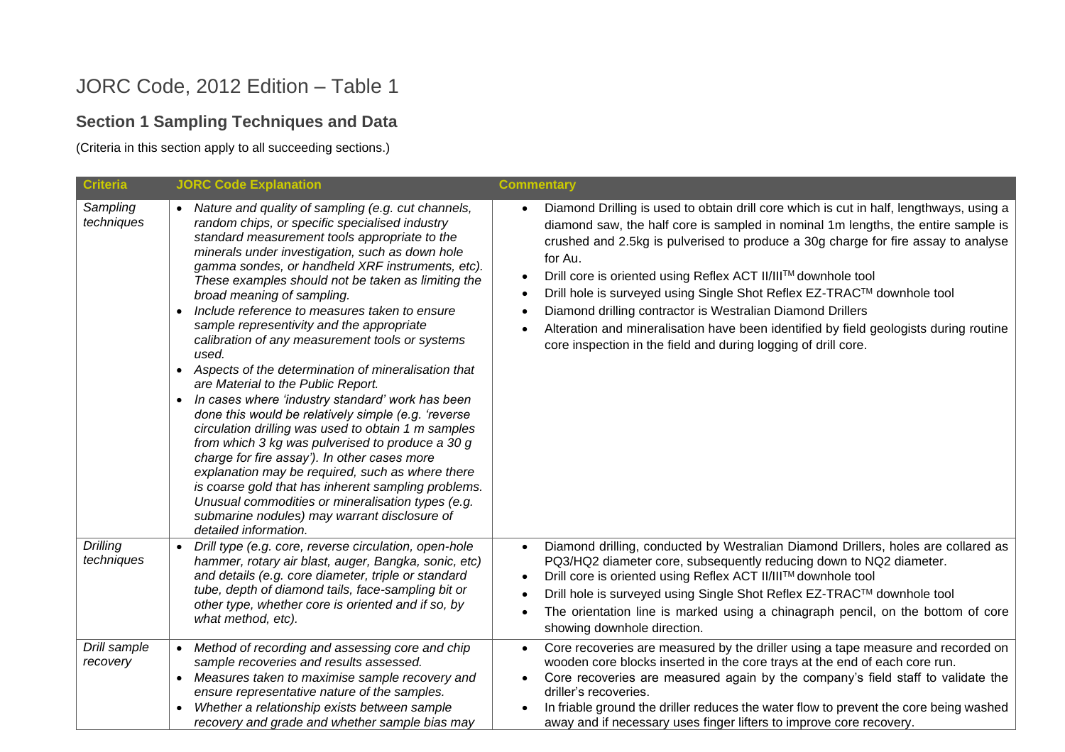# JORC Code, 2012 Edition – Table 1

## Section 1 Sampling Techniques and Data

(Criteria in this section apply to all succeeding sections.)

| Criteria | JORC Code Explanation | Commentary |
|---|---|---|
| *Sampling techniques* | • *Nature and quality of sampling (e.g. cut channels, random chips, or specific specialised industry standard measurement tools appropriate to the minerals under investigation, such as down hole gamma sondes, or handheld XRF instruments, etc). These examples should not be taken as limiting the broad meaning of sampling.*<br>• *Include reference to measures taken to ensure sample representivity and the appropriate calibration of any measurement tools or systems used.*<br>• *Aspects of the determination of mineralisation that are Material to the Public Report.*<br>• *In cases where 'industry standard' work has been done this would be relatively simple (e.g. 'reverse circulation drilling was used to obtain 1 m samples from which 3 kg was pulverised to produce a 30 g charge for fire assay'). In other cases more explanation may be required, such as where there is coarse gold that has inherent sampling problems. Unusual commodities or mineralisation types (e.g. submarine nodules) may warrant disclosure of detailed information.* | • Diamond Drilling is used to obtain drill core which is cut in half, lengthways, using a diamond saw, the half core is sampled in nominal 1m lengths, the entire sample is crushed and 2.5kg is pulverised to produce a 30g charge for fire assay to analyse for Au.<br>• Drill core is oriented using Reflex ACT II/III™ downhole tool<br>• Drill hole is surveyed using Single Shot Reflex EZ-TRAC™ downhole tool<br>• Diamond drilling contractor is Westralian Diamond Drillers<br>• Alteration and mineralisation have been identified by field geologists during routine core inspection in the field and during logging of drill core. |
| *Drilling techniques* | • *Drill type (e.g. core, reverse circulation, open-hole hammer, rotary air blast, auger, Bangka, sonic, etc) and details (e.g. core diameter, triple or standard tube, depth of diamond tails, face-sampling bit or other type, whether core is oriented and if so, by what method, etc).* | • Diamond drilling, conducted by Westralian Diamond Drillers, holes are collared as PQ3/HQ2 diameter core, subsequently reducing down to NQ2 diameter.<br>• Drill core is oriented using Reflex ACT II/III™ downhole tool<br>• Drill hole is surveyed using Single Shot Reflex EZ-TRAC™ downhole tool<br>• The orientation line is marked using a chinagraph pencil, on the bottom of core showing downhole direction. |
| *Drill sample recovery* | • *Method of recording and assessing core and chip sample recoveries and results assessed.*<br>• *Measures taken to maximise sample recovery and ensure representative nature of the samples.*<br>• *Whether a relationship exists between sample recovery and grade and whether sample bias may* | • Core recoveries are measured by the driller using a tape measure and recorded on wooden core blocks inserted in the core trays at the end of each core run.<br>• Core recoveries are measured again by the company's field staff to validate the driller's recoveries.<br>• In friable ground the driller reduces the water flow to prevent the core being washed away and if necessary uses finger lifters to improve core recovery. |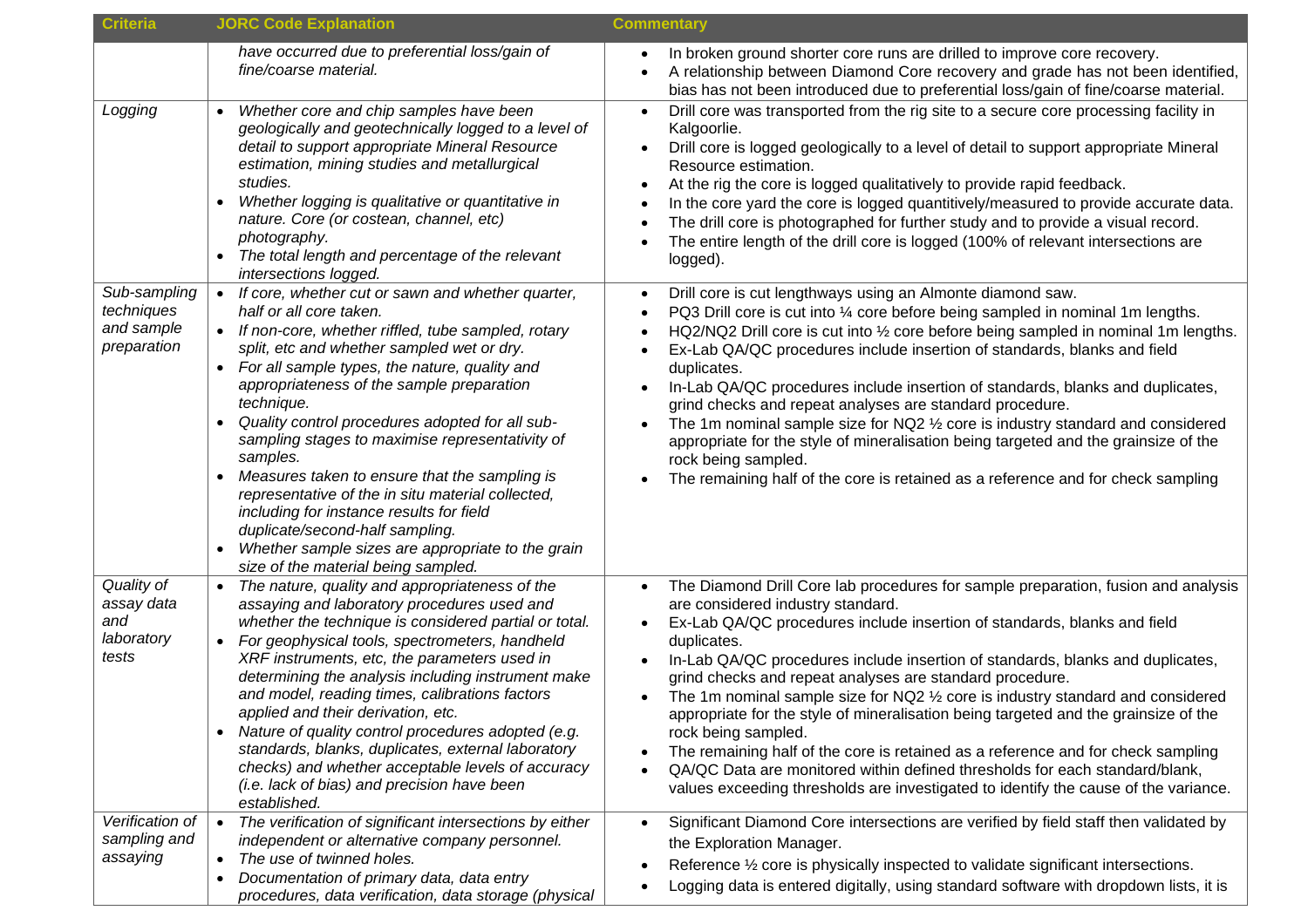| Criteria | JORC Code Explanation | Commentary |
|---|---|---|
| | *have occurred due to preferential loss/gain of fine/coarse material.* | • In broken ground shorter core runs are drilled to improve core recovery.<br>• A relationship between Diamond Core recovery and grade has not been identified, bias has not been introduced due to preferential loss/gain of fine/coarse material. |
| *Logging* | • *Whether core and chip samples have been geologically and geotechnically logged to a level of detail to support appropriate Mineral Resource estimation, mining studies and metallurgical studies.*<br>• *Whether logging is qualitative or quantitative in nature. Core (or costean, channel, etc) photography.*<br>• *The total length and percentage of the relevant intersections logged.* | • Drill core was transported from the rig site to a secure core processing facility in Kalgoorlie.<br>• Drill core is logged geologically to a level of detail to support appropriate Mineral Resource estimation.<br>• At the rig the core is logged qualitatively to provide rapid feedback.<br>• In the core yard the core is logged quantitively/measured to provide accurate data.<br>• The drill core is photographed for further study and to provide a visual record.<br>• The entire length of the drill core is logged (100% of relevant intersections are logged). |
| *Sub-sampling techniques and sample preparation* | • *If core, whether cut or sawn and whether quarter, half or all core taken.*<br>• *If non-core, whether riffled, tube sampled, rotary split, etc and whether sampled wet or dry.*<br>• *For all sample types, the nature, quality and appropriateness of the sample preparation technique.*<br>• *Quality control procedures adopted for all sub-sampling stages to maximise representativity of samples.*<br>• *Measures taken to ensure that the sampling is representative of the in situ material collected, including for instance results for field duplicate/second-half sampling.*<br>• *Whether sample sizes are appropriate to the grain size of the material being sampled.* | • Drill core is cut lengthways using an Almonte diamond saw.<br>• PQ3 Drill core is cut into ¼ core before being sampled in nominal 1m lengths.<br>• HQ2/NQ2 Drill core is cut into ½ core before being sampled in nominal 1m lengths.<br>• Ex-Lab QA/QC procedures include insertion of standards, blanks and field duplicates.<br>• In-Lab QA/QC procedures include insertion of standards, blanks and duplicates, grind checks and repeat analyses are standard procedure.<br>• The 1m nominal sample size for NQ2 ½ core is industry standard and considered appropriate for the style of mineralisation being targeted and the grainsize of the rock being sampled.<br>• The remaining half of the core is retained as a reference and for check sampling |
| *Quality of assay data and laboratory tests* | • *The nature, quality and appropriateness of the assaying and laboratory procedures used and whether the technique is considered partial or total.*<br>• *For geophysical tools, spectrometers, handheld XRF instruments, etc, the parameters used in determining the analysis including instrument make and model, reading times, calibrations factors applied and their derivation, etc.*<br>• *Nature of quality control procedures adopted (e.g. standards, blanks, duplicates, external laboratory checks) and whether acceptable levels of accuracy (i.e. lack of bias) and precision have been established.* | • The Diamond Drill Core lab procedures for sample preparation, fusion and analysis are considered industry standard.<br>• Ex-Lab QA/QC procedures include insertion of standards, blanks and field duplicates.<br>• In-Lab QA/QC procedures include insertion of standards, blanks and duplicates, grind checks and repeat analyses are standard procedure.<br>• The 1m nominal sample size for NQ2 ½ core is industry standard and considered appropriate for the style of mineralisation being targeted and the grainsize of the rock being sampled.<br>• The remaining half of the core is retained as a reference and for check sampling<br>• QA/QC Data are monitored within defined thresholds for each standard/blank, values exceeding thresholds are investigated to identify the cause of the variance. |
| *Verification of sampling and assaying* | • *The verification of significant intersections by either independent or alternative company personnel.*<br>• *The use of twinned holes.*<br>• *Documentation of primary data, data entry procedures, data verification, data storage (physical* | • Significant Diamond Core intersections are verified by field staff then validated by the Exploration Manager.<br>• Reference ½ core is physically inspected to validate significant intersections.<br>• Logging data is entered digitally, using standard software with dropdown lists, it is |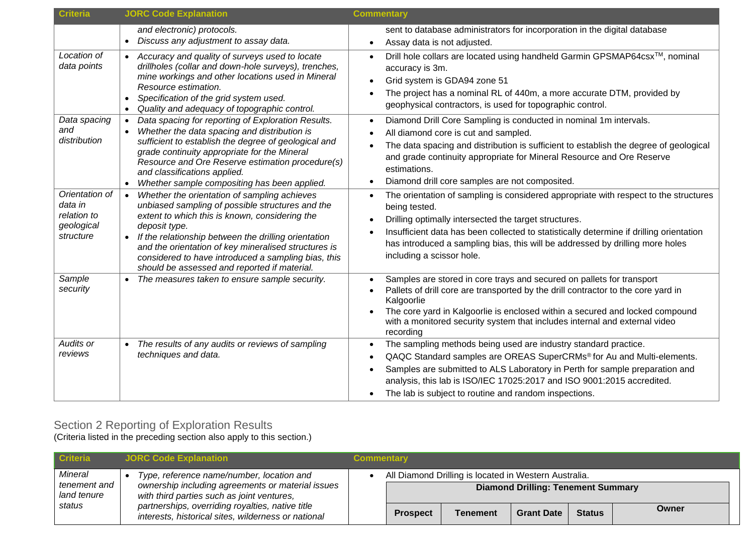| Criteria | JORC Code Explanation | Commentary |
|---|---|---|
| | *and electronic) protocols.*<br>• *Discuss any adjustment to assay data.* | sent to database administrators for incorporation in the digital database<br>• Assay data is not adjusted. |
| *Location of data points* | • *Accuracy and quality of surveys used to locate drillholes (collar and down-hole surveys), trenches, mine workings and other locations used in Mineral Resource estimation.*<br>• *Specification of the grid system used.*<br>• *Quality and adequacy of topographic control.* | • Drill hole collars are located using handheld Garmin GPSMAP64csx™, nominal accuracy is 3m.<br>• Grid system is GDA94 zone 51<br>• The project has a nominal RL of 440m, a more accurate DTM, provided by geophysical contractors, is used for topographic control. |
| *Data spacing and distribution* | • *Data spacing for reporting of Exploration Results.*<br>• *Whether the data spacing and distribution is sufficient to establish the degree of geological and grade continuity appropriate for the Mineral Resource and Ore Reserve estimation procedure(s) and classifications applied.*<br>• *Whether sample compositing has been applied.* | • Diamond Drill Core Sampling is conducted in nominal 1m intervals.<br>• All diamond core is cut and sampled.<br>• The data spacing and distribution is sufficient to establish the degree of geological and grade continuity appropriate for Mineral Resource and Ore Reserve estimations.<br>• Diamond drill core samples are not composited. |
| *Orientation of data in relation to geological structure* | • *Whether the orientation of sampling achieves unbiased sampling of possible structures and the extent to which this is known, considering the deposit type.*<br>• *If the relationship between the drilling orientation and the orientation of key mineralised structures is considered to have introduced a sampling bias, this should be assessed and reported if material.* | • The orientation of sampling is considered appropriate with respect to the structures being tested.<br>• Drilling optimally intersected the target structures.<br>• Insufficient data has been collected to statistically determine if drilling orientation has introduced a sampling bias, this will be addressed by drilling more holes including a scissor hole. |
| *Sample security* | • *The measures taken to ensure sample security.* | • Samples are stored in core trays and secured on pallets for transport<br>• Pallets of drill core are transported by the drill contractor to the core yard in Kalgoorlie<br>• The core yard in Kalgoorlie is enclosed within a secured and locked compound with a monitored security system that includes internal and external video recording |
| *Audits or reviews* | • *The results of any audits or reviews of sampling techniques and data.* | • The sampling methods being used are industry standard practice.<br>• QAQC Standard samples are OREAS SuperCRMs® for Au and Multi-elements.<br>• Samples are submitted to ALS Laboratory in Perth for sample preparation and analysis, this lab is ISO/IEC 17025:2017 and ISO 9001:2015 accredited.<br>• The lab is subject to routine and random inspections. |

## Section 2 Reporting of Exploration Results

(Criteria listed in the preceding section also apply to this section.)

| Criteria | JORC Code Explanation | Commentary |
|---|---|---|
| *Mineral tenement and land tenure status* | • *Type, reference name/number, location and ownership including agreements or material issues with third parties such as joint ventures, partnerships, overriding royalties, native title interests, historical sites, wilderness or national* | • All Diamond Drilling is located in Western Australia.<br>**Diamond Drilling: Tenement Summary**<br>**Prospect** \| **Tenement** \| **Grant Date** \| **Status** \| **Owner** |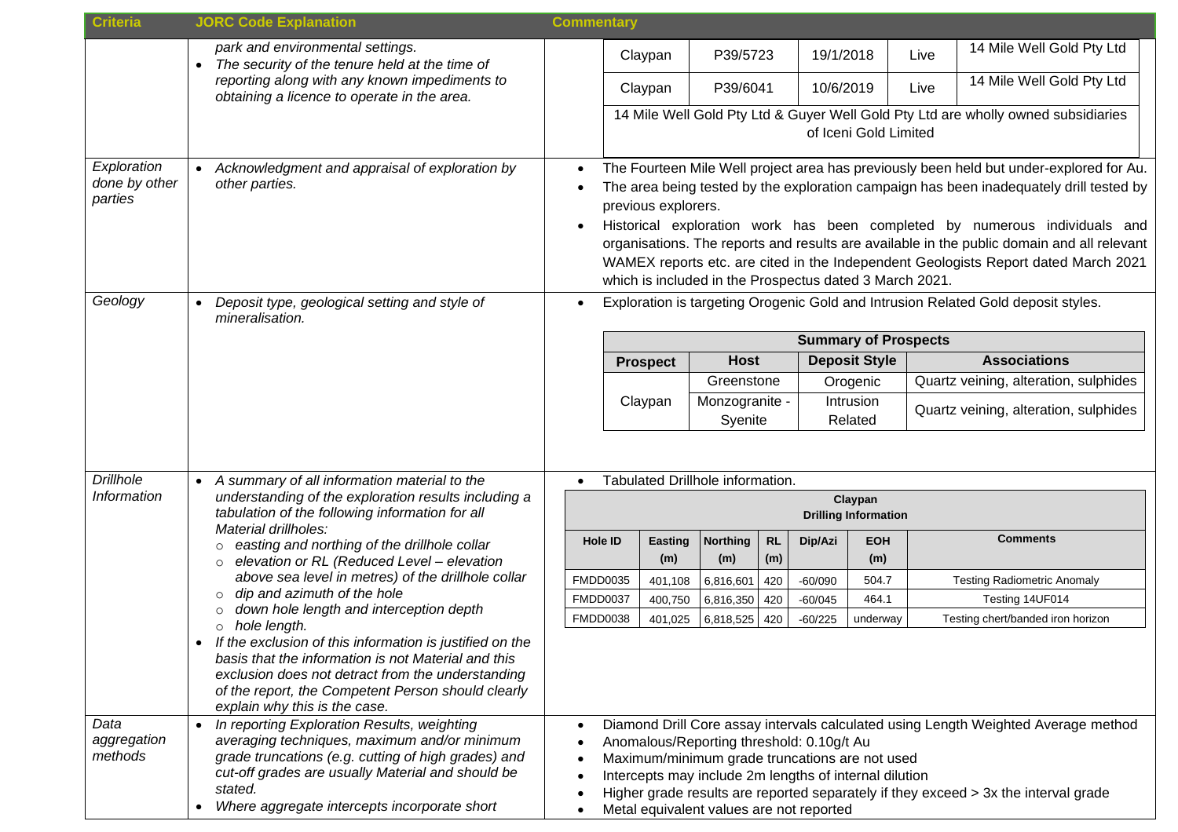| Criteria | JORC Code Explanation | Commentary |
|---|---|---|
| | *park and environmental settings.*<br>• *The security of the tenure held at the time of reporting along with any known impediments to obtaining a licence to operate in the area.* | Claypan \| P39/5723 \| 19/1/2018 \| Live \| 14 Mile Well Gold Pty Ltd<br>Claypan \| P39/6041 \| 10/6/2019 \| Live \| 14 Mile Well Gold Pty Ltd<br>14 Mile Well Gold Pty Ltd & Guyer Well Gold Pty Ltd are wholly owned subsidiaries of Iceni Gold Limited |
| *Exploration done by other parties* | • *Acknowledgment and appraisal of exploration by other parties.* | • The Fourteen Mile Well project area has previously been held but under-explored for Au.<br>• The area being tested by the exploration campaign has been inadequately drill tested by previous explorers.<br>• Historical exploration work has been completed by numerous individuals and organisations. The reports and results are available in the public domain and all relevant WAMEX reports etc. are cited in the Independent Geologists Report dated March 2021 which is included in the Prospectus dated 3 March 2021. |
| *Geology* | • *Deposit type, geological setting and style of mineralisation.* | • Exploration is targeting Orogenic Gold and Intrusion Related Gold deposit styles. |
| *Drillhole Information* | • *A summary of all information material to the understanding of the exploration results including a tabulation of the following information for all Material drillholes:*<br>○ *easting and northing of the drillhole collar*<br>○ *elevation or RL (Reduced Level – elevation above sea level in metres) of the drillhole collar*<br>○ *dip and azimuth of the hole*<br>○ *down hole length and interception depth*<br>○ *hole length.*<br>• *If the exclusion of this information is justified on the basis that the information is not Material and this exclusion does not detract from the understanding of the report, the Competent Person should clearly explain why this is the case.* | • Tabulated Drillhole information. |
| *Data aggregation methods* | • *In reporting Exploration Results, weighting averaging techniques, maximum and/or minimum grade truncations (e.g. cutting of high grades) and cut-off grades are usually Material and should be stated.*<br>• *Where aggregate intercepts incorporate short* | • Diamond Drill Core assay intervals calculated using Length Weighted Average method<br>• Anomalous/Reporting threshold: 0.10g/t Au<br>• Maximum/minimum grade truncations are not used<br>• Intercepts may include 2m lengths of internal dilution<br>• Higher grade results are reported separately if they exceed > 3x the interval grade<br>• Metal equivalent values are not reported |

**Summary of Prospects**

| Prospect | Host | Deposit Style | Associations |
|---|---|---|---|
| Claypan | Greenstone | Orogenic | Quartz veining, alteration, sulphides |
| | Monzogranite - Syenite | Intrusion Related | Quartz veining, alteration, sulphides |

**Claypan Drilling Information**

| Hole ID | Easting (m) | Northing (m) | RL (m) | Dip/Azi | EOH (m) | Comments |
|---|---|---|---|---|---|---|
| FMDD0035 | 401,108 | 6,816,601 | 420 | -60/090 | 504.7 | Testing Radiometric Anomaly |
| FMDD0037 | 400,750 | 6,816,350 | 420 | -60/045 | 464.1 | Testing 14UF014 |
| FMDD0038 | 401,025 | 6,818,525 | 420 | -60/225 | underway | Testing chert/banded iron horizon |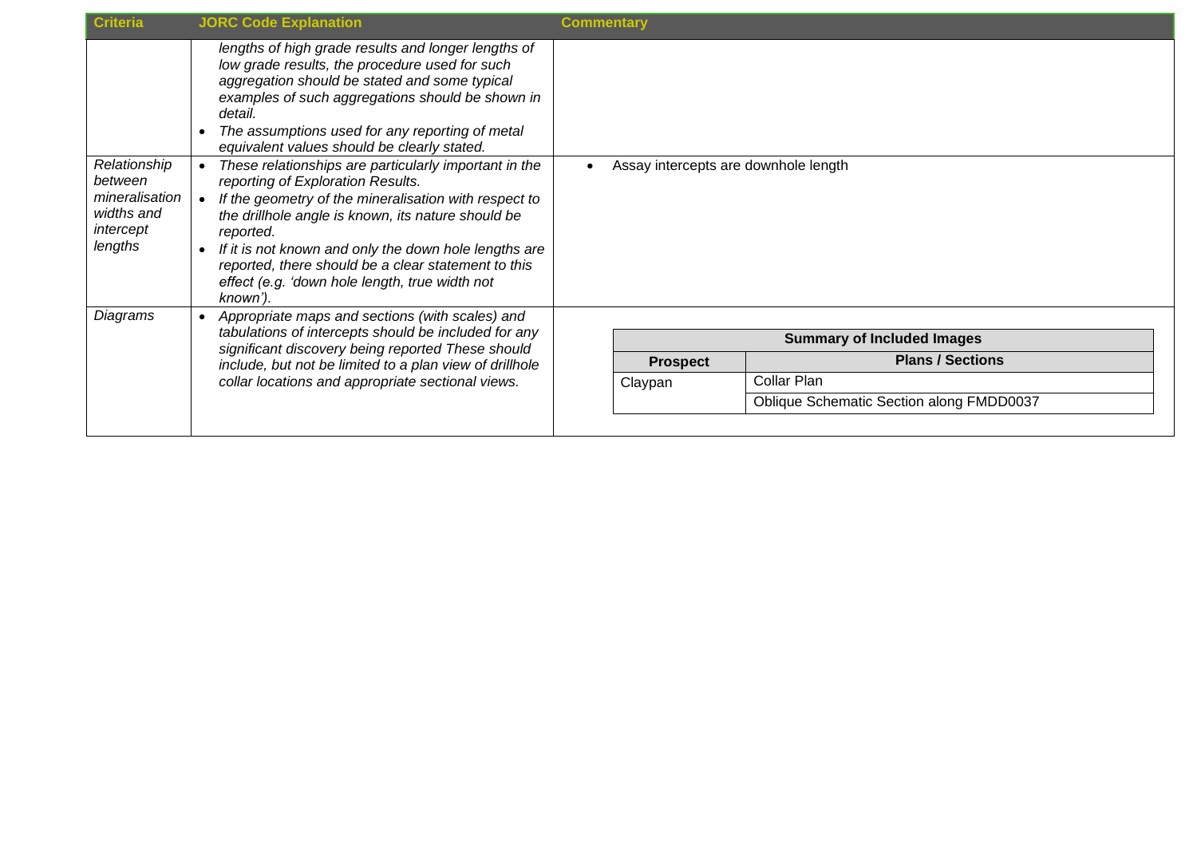| Criteria | JORC Code Explanation | Commentary |
|---|---|---|
| | *lengths of high grade results and longer lengths of low grade results, the procedure used for such aggregation should be stated and some typical examples of such aggregations should be shown in detail.*<br>• *The assumptions used for any reporting of metal equivalent values should be clearly stated.* | |
| *Relationship between mineralisation widths and intercept lengths* | • *These relationships are particularly important in the reporting of Exploration Results.*<br>• *If the geometry of the mineralisation with respect to the drillhole angle is known, its nature should be reported.*<br>• *If it is not known and only the down hole lengths are reported, there should be a clear statement to this effect (e.g. 'down hole length, true width not known').* | • Assay intercepts are downhole length |
| *Diagrams* | • *Appropriate maps and sections (with scales) and tabulations of intercepts should be included for any significant discovery being reported These should include, but not be limited to a plan view of drillhole collar locations and appropriate sectional views.* | **Summary of Included Images**<br><br>**Prospect** — **Plans / Sections**<br>Claypan — Collar Plan<br>Claypan — Oblique Schematic Section along FMDD0037 |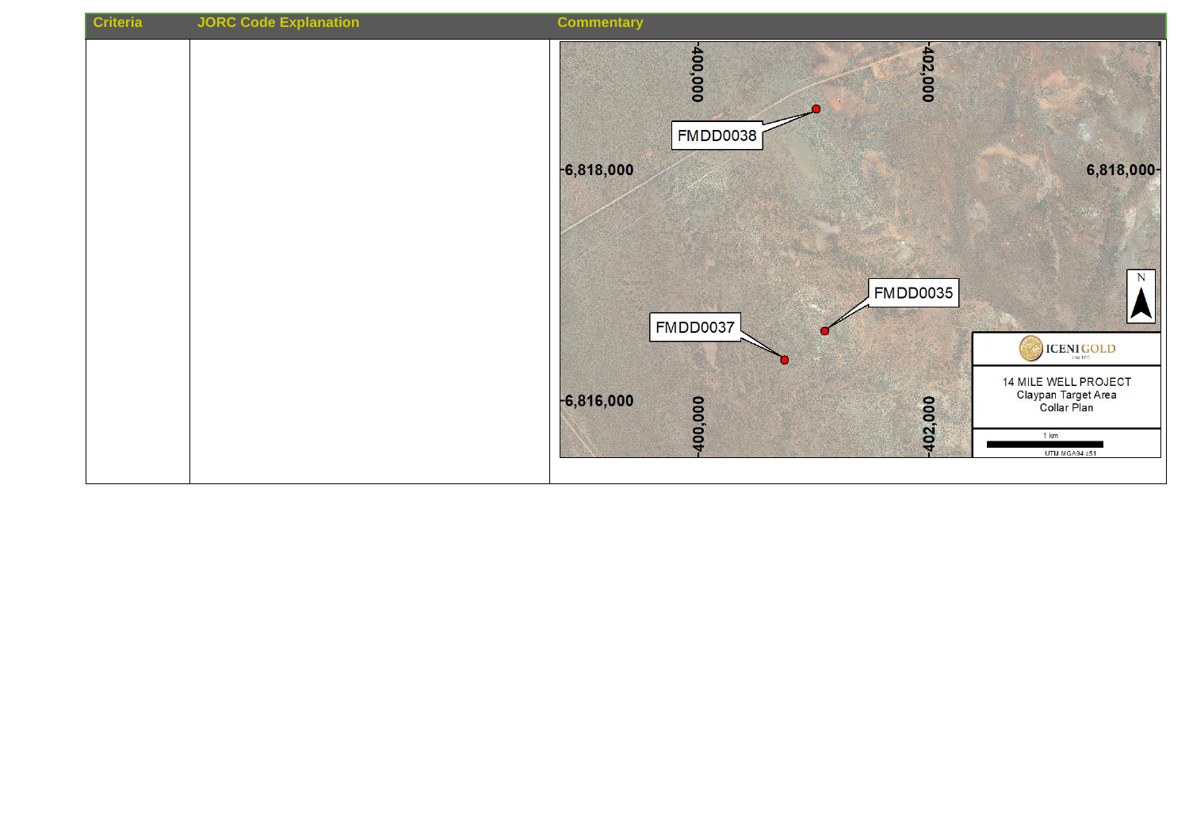| Criteria | JORC Code Explanation | Commentary |
|---|---|---|
| | | FMDD0038<br>FMDD0035<br>FMDD0037<br>400,000 402,000<br>6,818,000 6,816,000<br>ICENI GOLD<br>14 MILE WELL PROJECT<br>Claypan Target Area<br>Collar Plan<br>1 km<br>UTM MGA94 z51 |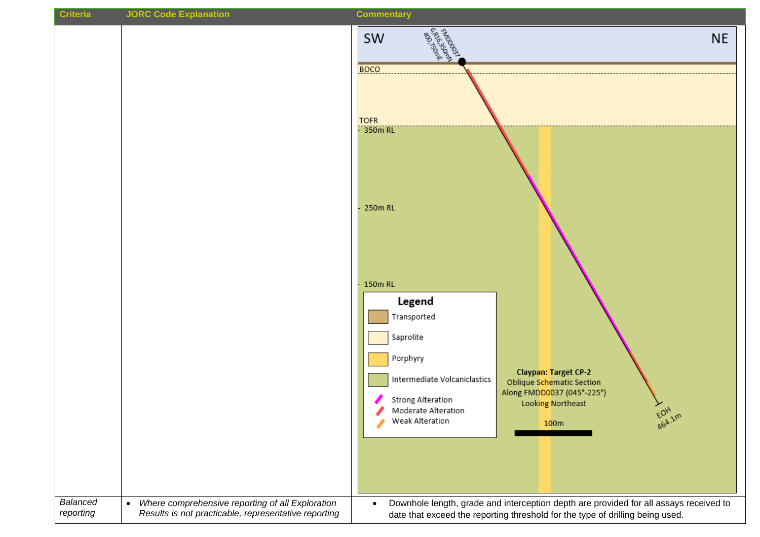| Criteria | JORC Code Explanation | Commentary |
|---|---|---|
| | | SW NE<br>FMDD0037<br>6,816,350mN<br>400,750mE<br>BOCO<br>TOFR<br>350m RL<br>250m RL<br>150m RL<br>Legend<br>Transported<br>Saprolite<br>Porphyry<br>Intermediate Volcaniclastics<br>Strong Alteration<br>Moderate Alteration<br>Weak Alteration<br>**Claypan: Target CP-2**<br>Oblique Schematic Section<br>Along FMDD0037 (045°-225°)<br>Looking Northeast<br>100m<br>EOH<br>464.1m |
| *Balanced reporting* | • *Where comprehensive reporting of all Exploration Results is not practicable, representative reporting* | • Downhole length, grade and interception depth are provided for all assays received to date that exceed the reporting threshold for the type of drilling being used. |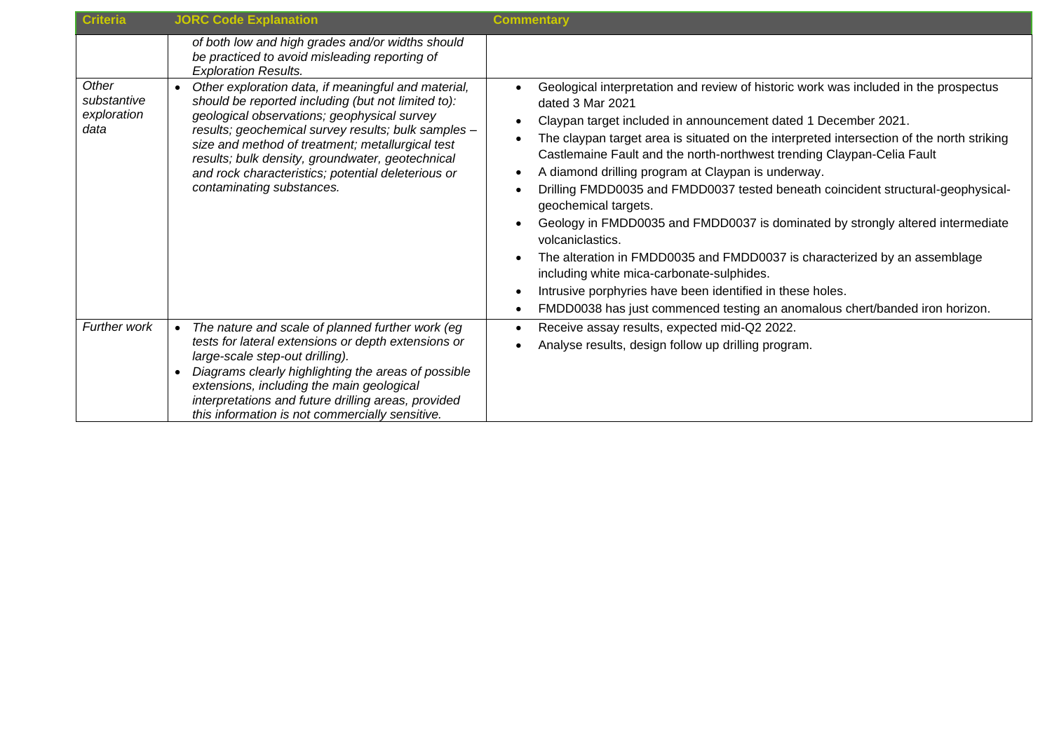| Criteria | JORC Code Explanation | Commentary |
|---|---|---|
| | *of both low and high grades and/or widths should be practiced to avoid misleading reporting of Exploration Results.* | |
| *Other substantive exploration data* | • *Other exploration data, if meaningful and material, should be reported including (but not limited to): geological observations; geophysical survey results; geochemical survey results; bulk samples – size and method of treatment; metallurgical test results; bulk density, groundwater, geotechnical and rock characteristics; potential deleterious or contaminating substances.* | • Geological interpretation and review of historic work was included in the prospectus dated 3 Mar 2021<br>• Claypan target included in announcement dated 1 December 2021.<br>• The claypan target area is situated on the interpreted intersection of the north striking Castlemaine Fault and the north-northwest trending Claypan-Celia Fault<br>• A diamond drilling program at Claypan is underway.<br>• Drilling FMDD0035 and FMDD0037 tested beneath coincident structural-geophysical-geochemical targets.<br>• Geology in FMDD0035 and FMDD0037 is dominated by strongly altered intermediate volcaniclastics.<br>• The alteration in FMDD0035 and FMDD0037 is characterized by an assemblage including white mica-carbonate-sulphides.<br>• Intrusive porphyries have been identified in these holes.<br>• FMDD0038 has just commenced testing an anomalous chert/banded iron horizon. |
| *Further work* | • *The nature and scale of planned further work (eg tests for lateral extensions or depth extensions or large-scale step-out drilling).*<br>• *Diagrams clearly highlighting the areas of possible extensions, including the main geological interpretations and future drilling areas, provided this information is not commercially sensitive.* | • Receive assay results, expected mid-Q2 2022.<br>• Analyse results, design follow up drilling program. |